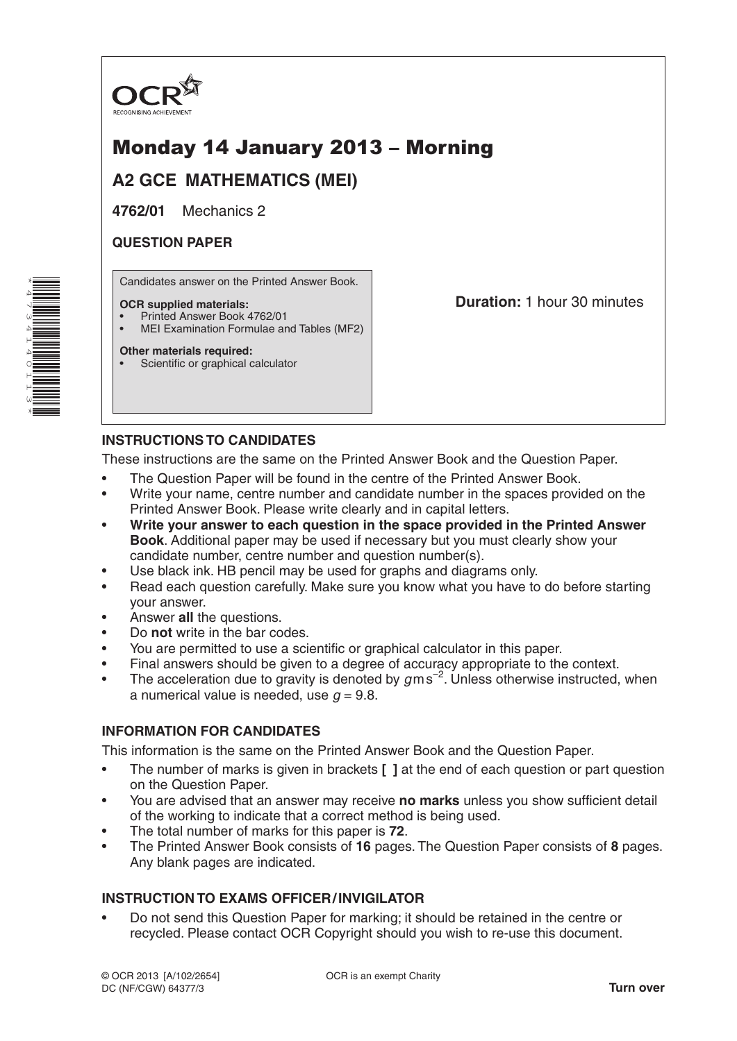OCR
RECOGNISING ACHIEVEMENT

# Monday 14 January 2013 – Morning

## A2 GCE MATHEMATICS (MEI)

**4762/01** Mechanics 2

**QUESTION PAPER**

Candidates answer on the Printed Answer Book.

**OCR supplied materials:**
- Printed Answer Book 4762/01
- MEI Examination Formulae and Tables (MF2)

**Other materials required:**
- Scientific or graphical calculator

**Duration:** 1 hour 30 minutes

### INSTRUCTIONS TO CANDIDATES

These instructions are the same on the Printed Answer Book and the Question Paper.

- The Question Paper will be found in the centre of the Printed Answer Book.
- Write your name, centre number and candidate number in the spaces provided on the Printed Answer Book. Please write clearly and in capital letters.
- **Write your answer to each question in the space provided in the Printed Answer Book**. Additional paper may be used if necessary but you must clearly show your candidate number, centre number and question number(s).
- Use black ink. HB pencil may be used for graphs and diagrams only.
- Read each question carefully. Make sure you know what you have to do before starting your answer.
- Answer **all** the questions.
- Do **not** write in the bar codes.
- You are permitted to use a scientific or graphical calculator in this paper.
- Final answers should be given to a degree of accuracy appropriate to the context.
- The acceleration due to gravity is denoted by $g\,\text{m}\,\text{s}^{-2}$. Unless otherwise instructed, when a numerical value is needed, use $g = 9.8$.

### INFORMATION FOR CANDIDATES

This information is the same on the Printed Answer Book and the Question Paper.

- The number of marks is given in brackets **[ ]** at the end of each question or part question on the Question Paper.
- You are advised that an answer may receive **no marks** unless you show sufficient detail of the working to indicate that a correct method is being used.
- The total number of marks for this paper is **72**.
- The Printed Answer Book consists of **16** pages. The Question Paper consists of **8** pages. Any blank pages are indicated.

### INSTRUCTION TO EXAMS OFFICER / INVIGILATOR

- Do not send this Question Paper for marking; it should be retained in the centre or recycled. Please contact OCR Copyright should you wish to re-use this document.

© OCR 2013 [A/102/2654]
DC (NF/CGW) 64377/3

OCR is an exempt Charity

**Turn over**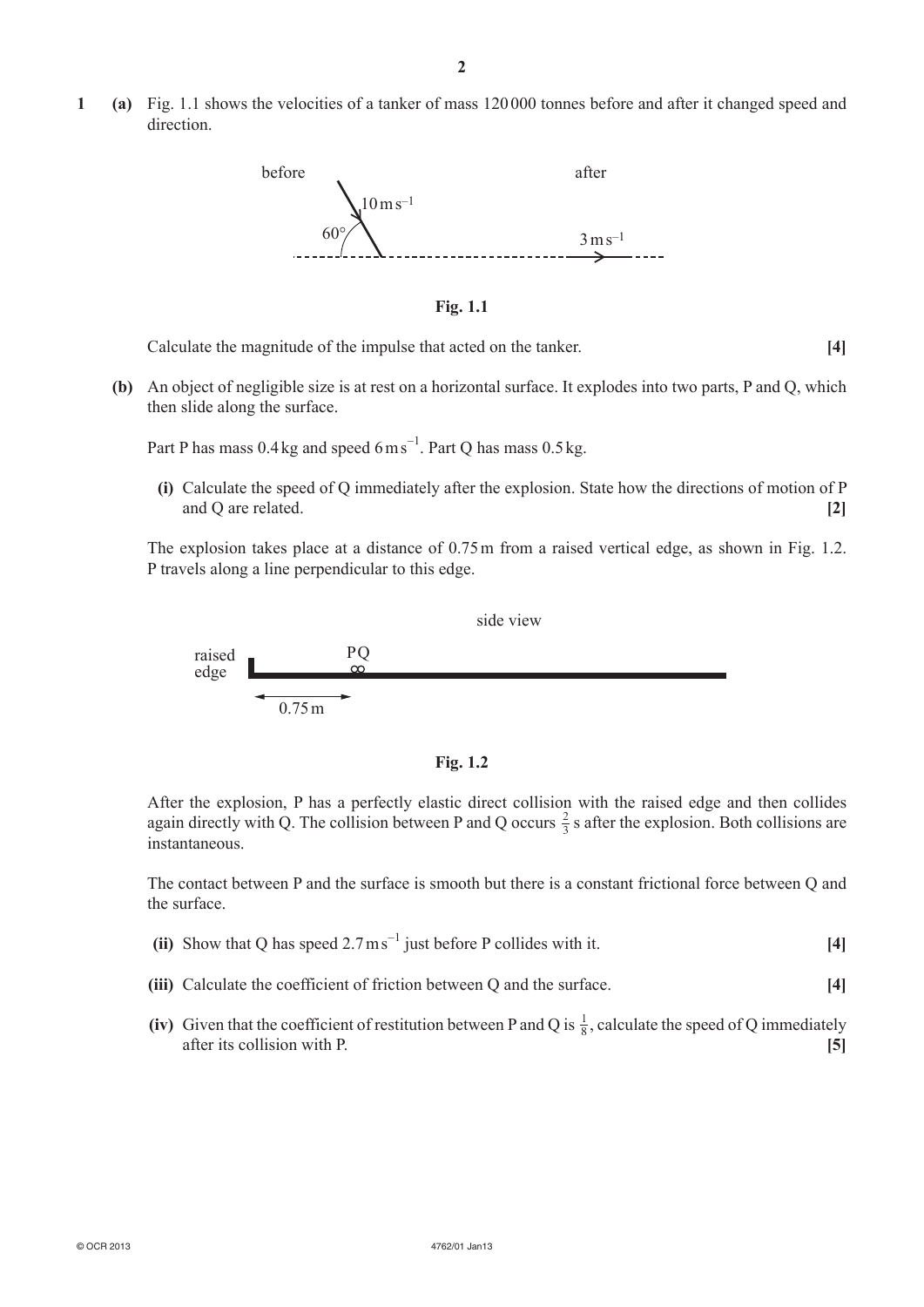**1** **(a)** Fig. 1.1 shows the velocities of a tanker of mass 120 000 tonnes before and after it changed speed and direction.

before — $10\,\text{m s}^{-1}$, $60°$

after — $3\,\text{m s}^{-1}$

**Fig. 1.1**

Calculate the magnitude of the impulse that acted on the tanker. **[4]**

**(b)** An object of negligible size is at rest on a horizontal surface. It explodes into two parts, P and Q, which then slide along the surface.

Part P has mass 0.4 kg and speed $6\,\text{m s}^{-1}$. Part Q has mass 0.5 kg.

**(i)** Calculate the speed of Q immediately after the explosion. State how the directions of motion of P and Q are related. **[2]**

The explosion takes place at a distance of 0.75 m from a raised vertical edge, as shown in Fig. 1.2. P travels along a line perpendicular to this edge.

side view

raised edge — PQ — 0.75 m

**Fig. 1.2**

After the explosion, P has a perfectly elastic direct collision with the raised edge and then collides again directly with Q. The collision between P and Q occurs $\frac{2}{3}$ s after the explosion. Both collisions are instantaneous.

The contact between P and the surface is smooth but there is a constant frictional force between Q and the surface.

**(ii)** Show that Q has speed $2.7\,\text{m s}^{-1}$ just before P collides with it. **[4]**

**(iii)** Calculate the coefficient of friction between Q and the surface. **[4]**

**(iv)** Given that the coefficient of restitution between P and Q is $\frac{1}{8}$, calculate the speed of Q immediately after its collision with P. **[5]**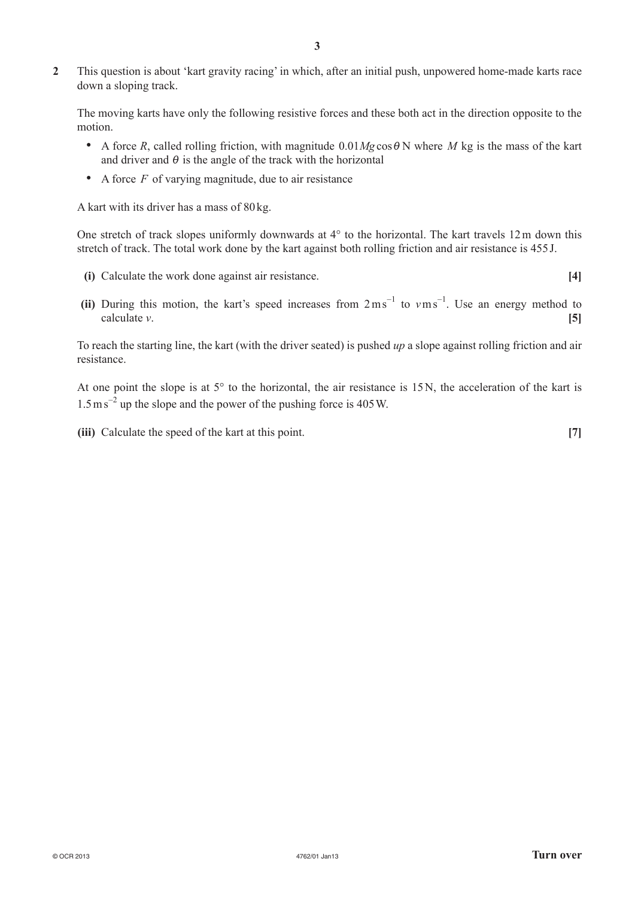**2** This question is about 'kart gravity racing' in which, after an initial push, unpowered home-made karts race down a sloping track.

The moving karts have only the following resistive forces and these both act in the direction opposite to the motion.

- A force $R$, called rolling friction, with magnitude $0.01Mg\cos\theta$ N where $M$ kg is the mass of the kart and driver and $\theta$ is the angle of the track with the horizontal
- A force $F$ of varying magnitude, due to air resistance

A kart with its driver has a mass of 80 kg.

One stretch of track slopes uniformly downwards at 4° to the horizontal. The kart travels 12 m down this stretch of track. The total work done by the kart against both rolling friction and air resistance is 455 J.

**(i)** Calculate the work done against air resistance. **[4]**

**(ii)** During this motion, the kart's speed increases from $2\,\text{m s}^{-1}$ to $v\,\text{m s}^{-1}$. Use an energy method to calculate $v$. **[5]**

To reach the starting line, the kart (with the driver seated) is pushed *up* a slope against rolling friction and air resistance.

At one point the slope is at 5° to the horizontal, the air resistance is 15 N, the acceleration of the kart is $1.5\,\text{m s}^{-2}$ up the slope and the power of the pushing force is 405 W.

**(iii)** Calculate the speed of the kart at this point. **[7]**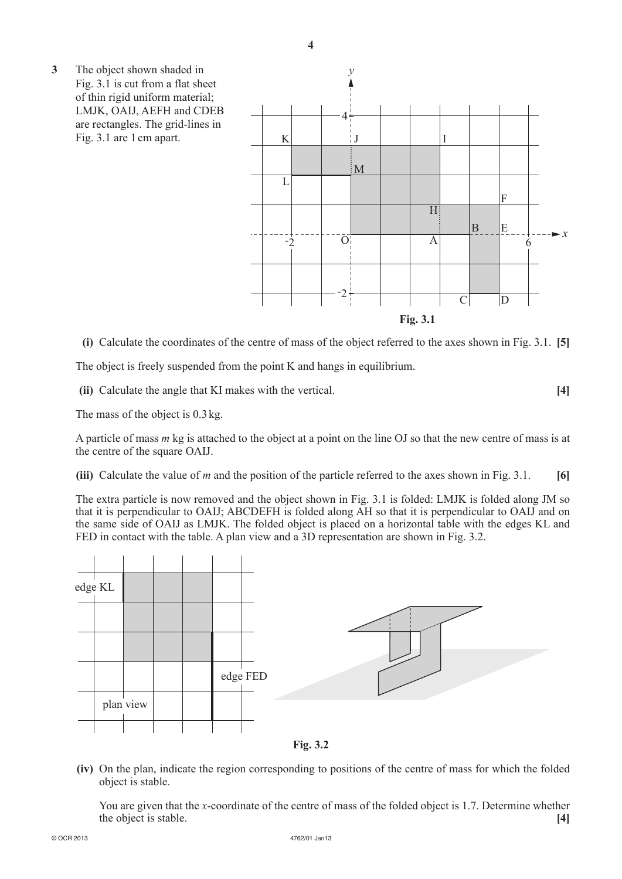**3** The object shown shaded in Fig. 3.1 is cut from a flat sheet of thin rigid uniform material; LMJK, OAIJ, AEFH and CDEB are rectangles. The grid-lines in Fig. 3.1 are 1 cm apart.

**Fig. 3.1**

**(i)** Calculate the coordinates of the centre of mass of the object referred to the axes shown in Fig. 3.1. **[5]**

The object is freely suspended from the point K and hangs in equilibrium.

**(ii)** Calculate the angle that KI makes with the vertical. **[4]**

The mass of the object is 0.3 kg.

A particle of mass $m$ kg is attached to the object at a point on the line OJ so that the new centre of mass is at the centre of the square OAIJ.

**(iii)** Calculate the value of $m$ and the position of the particle referred to the axes shown in Fig. 3.1. **[6]**

The extra particle is now removed and the object shown in Fig. 3.1 is folded: LMJK is folded along JM so that it is perpendicular to OAIJ; ABCDEFH is folded along AH so that it is perpendicular to OAIJ and on the same side of OAIJ as LMJK. The folded object is placed on a horizontal table with the edges KL and FED in contact with the table. A plan view and a 3D representation are shown in Fig. 3.2.

**Fig. 3.2**

**(iv)** On the plan, indicate the region corresponding to positions of the centre of mass for which the folded object is stable.

You are given that the $x$-coordinate of the centre of mass of the folded object is 1.7. Determine whether the object is stable. **[4]**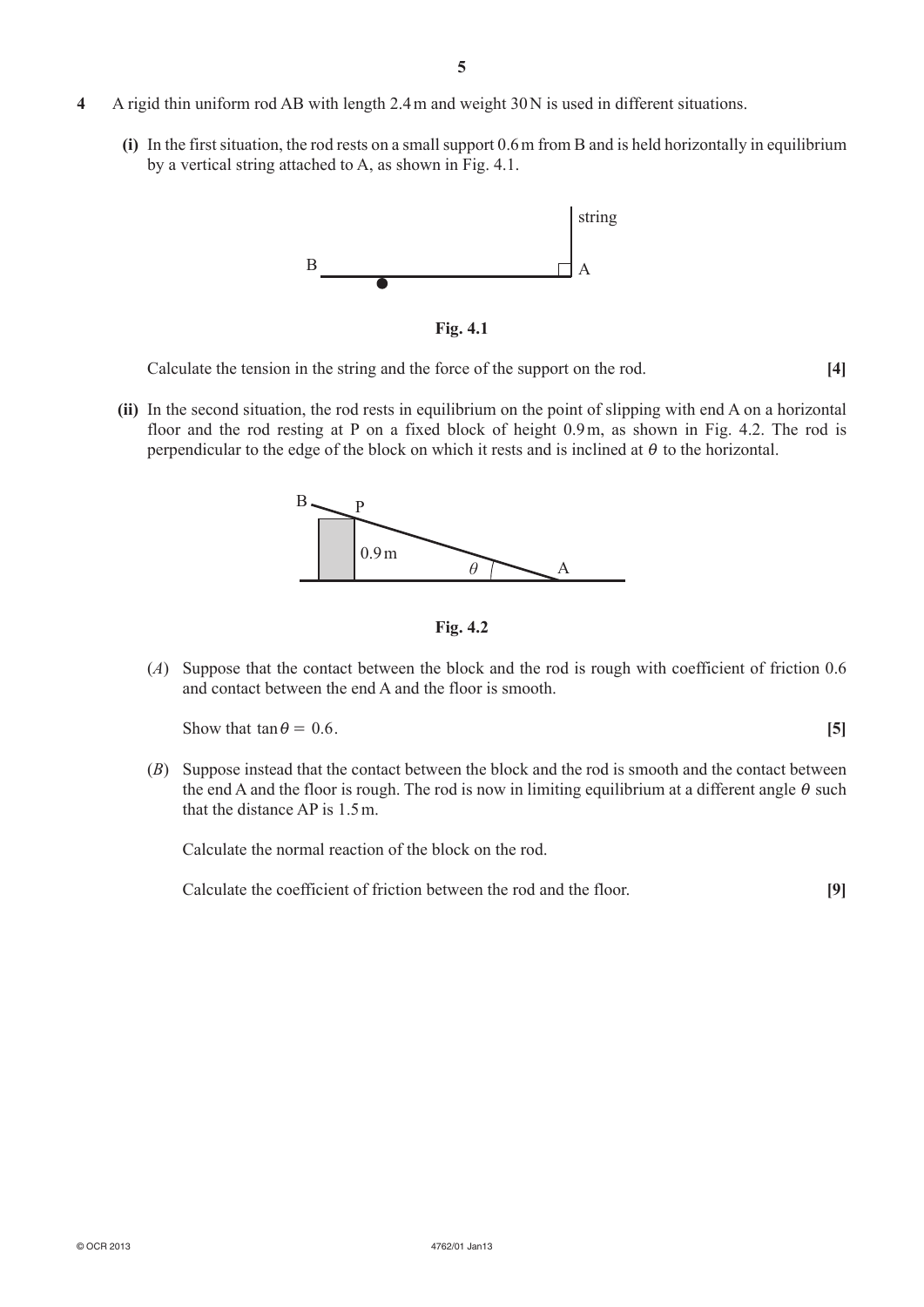**4** A rigid thin uniform rod AB with length 2.4 m and weight 30 N is used in different situations.

**(i)** In the first situation, the rod rests on a small support 0.6 m from B and is held horizontally in equilibrium by a vertical string attached to A, as shown in Fig. 4.1.

**Fig. 4.1**

Calculate the tension in the string and the force of the support on the rod. **[4]**

**(ii)** In the second situation, the rod rests in equilibrium on the point of slipping with end A on a horizontal floor and the rod resting at P on a fixed block of height 0.9 m, as shown in Fig. 4.2. The rod is perpendicular to the edge of the block on which it rests and is inclined at $\theta$ to the horizontal.

**Fig. 4.2**

(*A*) Suppose that the contact between the block and the rod is rough with coefficient of friction 0.6 and contact between the end A and the floor is smooth.

Show that $\tan\theta = 0.6$. **[5]**

(*B*) Suppose instead that the contact between the block and the rod is smooth and the contact between the end A and the floor is rough. The rod is now in limiting equilibrium at a different angle $\theta$ such that the distance AP is 1.5 m.

Calculate the normal reaction of the block on the rod.

Calculate the coefficient of friction between the rod and the floor. **[9]**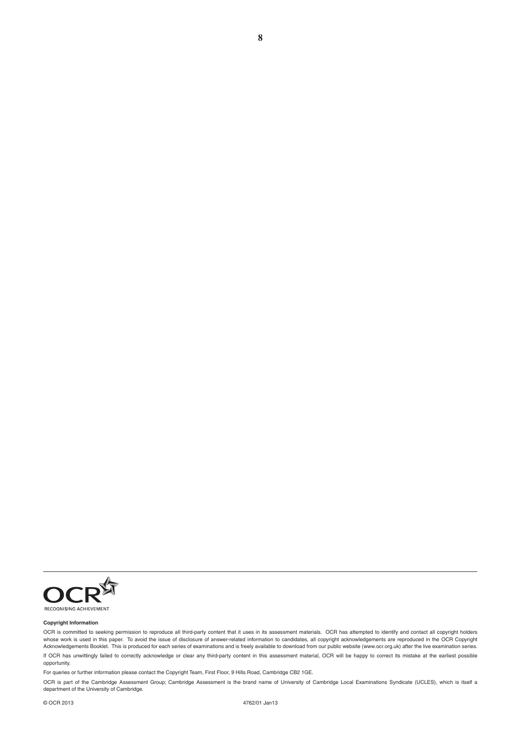OCR
RECOGNISING ACHIEVEMENT

**Copyright Information**

OCR is committed to seeking permission to reproduce all third-party content that it uses in its assessment materials. OCR has attempted to identify and contact all copyright holders whose work is used in this paper. To avoid the issue of disclosure of answer-related information to candidates, all copyright acknowledgements are reproduced in the OCR Copyright Acknowledgements Booklet. This is produced for each series of examinations and is freely available to download from our public website (www.ocr.org.uk) after the live examination series.

If OCR has unwittingly failed to correctly acknowledge or clear any third-party content in this assessment material, OCR will be happy to correct its mistake at the earliest possible opportunity.

For queries or further information please contact the Copyright Team, First Floor, 9 Hills Road, Cambridge CB2 1GE.

OCR is part of the Cambridge Assessment Group; Cambridge Assessment is the brand name of University of Cambridge Local Examinations Syndicate (UCLES), which is itself a department of the University of Cambridge.

© OCR 2013 4762/01 Jan13